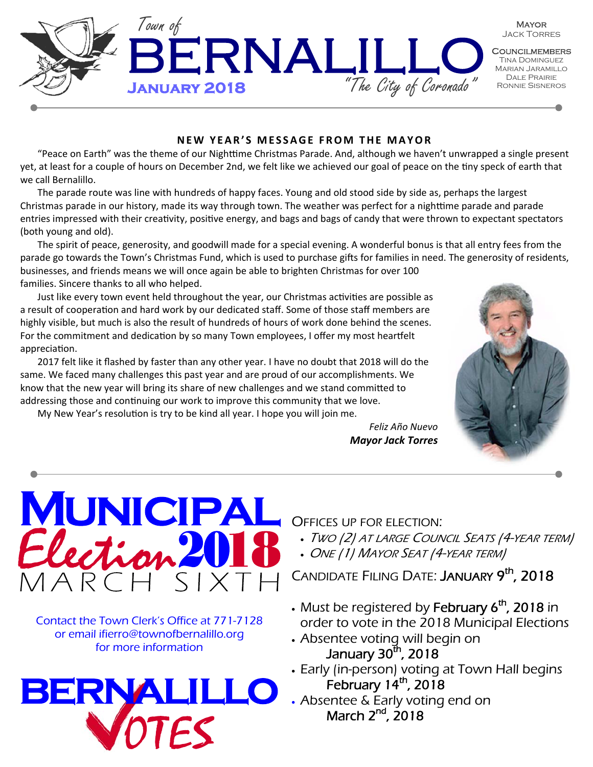# Town of BERNALILLO

**January 2018**

*"The City of Coronado"*

Mayor
Jack Torres

Councilmembers
Tina Dominguez
Marian Jaramillo
Dale Prairie
Ronnie Sisneros

## NEW YEAR'S MESSAGE FROM THE MAYOR

"Peace on Earth" was the theme of our Nighttime Christmas Parade. And, although we haven't unwrapped a single present yet, at least for a couple of hours on December 2nd, we felt like we achieved our goal of peace on the tiny speck of earth that we call Bernalillo.

The parade route was line with hundreds of happy faces. Young and old stood side by side as, perhaps the largest Christmas parade in our history, made its way through town. The weather was perfect for a nighttime parade and parade entries impressed with their creativity, positive energy, and bags and bags of candy that were thrown to expectant spectators (both young and old).

The spirit of peace, generosity, and goodwill made for a special evening. A wonderful bonus is that all entry fees from the parade go towards the Town's Christmas Fund, which is used to purchase gifts for families in need. The generosity of residents, businesses, and friends means we will once again be able to brighten Christmas for over 100 families. Sincere thanks to all who helped.

Just like every town event held throughout the year, our Christmas activities are possible as a result of cooperation and hard work by our dedicated staff. Some of those staff members are highly visible, but much is also the result of hundreds of hours of work done behind the scenes. For the commitment and dedication by so many Town employees, I offer my most heartfelt appreciation.

2017 felt like it flashed by faster than any other year. I have no doubt that 2018 will do the same. We faced many challenges this past year and are proud of our accomplishments. We know that the new year will bring its share of new challenges and we stand committed to addressing those and continuing our work to improve this community that we love.

My New Year's resolution is try to be kind all year. I hope you will join me.

*Feliz Año Nuevo*
***Mayor Jack Torres***

## Municipal Election 2018
## MARCH SIXTH

Offices up for election:

- *Two (2) at large Council Seats (4-year term)*
- *One (1) Mayor Seat (4-year term)*

Candidate Filing Date: **January 9th, 2018**

- Must be registered by **February 6th, 2018** in order to vote in the 2018 Municipal Elections
- Absentee voting will begin on **January 30th, 2018**
- Early (in-person) voting at Town Hall begins **February 14th, 2018**
- Absentee & Early voting end on **March 2nd, 2018**

Contact the Town Clerk's Office at 771-7128 or email ifierro@townofbernalillo.org for more information

**BERNALILLO VOTES**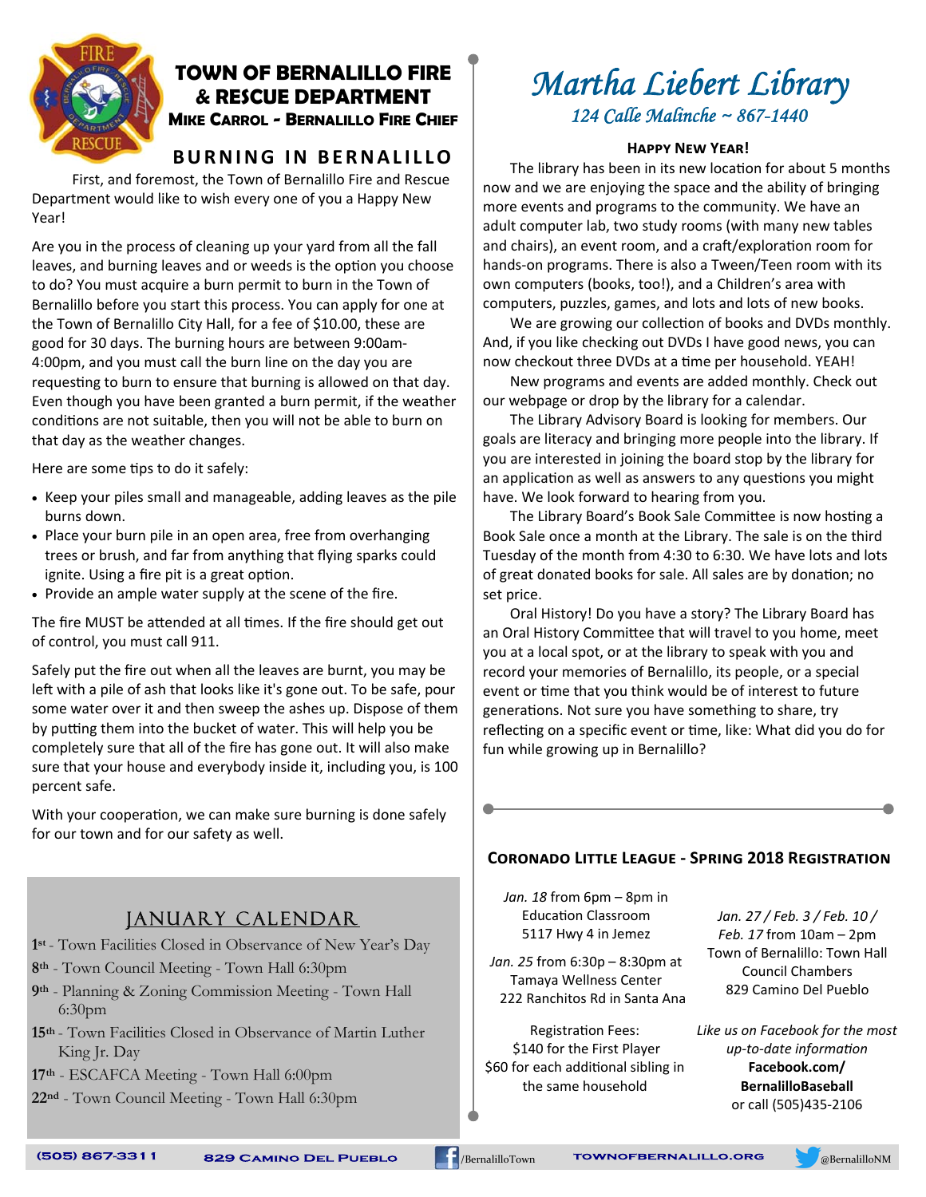# TOWN OF BERNALILLO FIRE & RESCUE DEPARTMENT

**MIKE CARROL - BERNALILLO FIRE CHIEF**

## BURNING IN BERNALILLO

First, and foremost, the Town of Bernalillo Fire and Rescue Department would like to wish every one of you a Happy New Year!

Are you in the process of cleaning up your yard from all the fall leaves, and burning leaves and or weeds is the option you choose to do? You must acquire a burn permit to burn in the Town of Bernalillo before you start this process. You can apply for one at the Town of Bernalillo City Hall, for a fee of $10.00, these are good for 30 days. The burning hours are between 9:00am-4:00pm, and you must call the burn line on the day you are requesting to burn to ensure that burning is allowed on that day. Even though you have been granted a burn permit, if the weather conditions are not suitable, then you will not be able to burn on that day as the weather changes.

Here are some tips to do it safely:

- Keep your piles small and manageable, adding leaves as the pile burns down.
- Place your burn pile in an open area, free from overhanging trees or brush, and far from anything that flying sparks could ignite. Using a fire pit is a great option.
- Provide an ample water supply at the scene of the fire.

The fire MUST be attended at all times. If the fire should get out of control, you must call 911.

Safely put the fire out when all the leaves are burnt, you may be left with a pile of ash that looks like it's gone out. To be safe, pour some water over it and then sweep the ashes up. Dispose of them by putting them into the bucket of water. This will help you be completely sure that all of the fire has gone out. It will also make sure that your house and everybody inside it, including you, is 100 percent safe.

With your cooperation, we can make sure burning is done safely for our town and for our safety as well.

## JANUARY CALENDAR

- **1st** - Town Facilities Closed in Observance of New Year's Day
- **8th** - Town Council Meeting - Town Hall 6:30pm
- **9th** - Planning & Zoning Commission Meeting - Town Hall 6:30pm
- **15th** - Town Facilities Closed in Observance of Martin Luther King Jr. Day
- **17th** - ESCAFCA Meeting - Town Hall 6:00pm
- **22nd** - Town Council Meeting - Town Hall 6:30pm

# *Martha Liebert Library*

*124 Calle Malinche ~ 867-1440*

### HAPPY NEW YEAR!

The library has been in its new location for about 5 months now and we are enjoying the space and the ability of bringing more events and programs to the community. We have an adult computer lab, two study rooms (with many new tables and chairs), an event room, and a craft/exploration room for hands-on programs. There is also a Tween/Teen room with its own computers (books, too!), and a Children's area with computers, puzzles, games, and lots and lots of new books.

We are growing our collection of books and DVDs monthly. And, if you like checking out DVDs I have good news, you can now checkout three DVDs at a time per household. YEAH!

New programs and events are added monthly. Check out our webpage or drop by the library for a calendar.

The Library Advisory Board is looking for members. Our goals are literacy and bringing more people into the library. If you are interested in joining the board stop by the library for an application as well as answers to any questions you might have. We look forward to hearing from you.

The Library Board's Book Sale Committee is now hosting a Book Sale once a month at the Library. The sale is on the third Tuesday of the month from 4:30 to 6:30. We have lots and lots of great donated books for sale. All sales are by donation; no set price.

Oral History! Do you have a story? The Library Board has an Oral History Committee that will travel to you home, meet you at a local spot, or at the library to speak with you and record your memories of Bernalillo, its people, or a special event or time that you think would be of interest to future generations. Not sure you have something to share, try reflecting on a specific event or time, like: What did you do for fun while growing up in Bernalillo?

## CORONADO LITTLE LEAGUE - SPRING 2018 REGISTRATION

*Jan. 18* from 6pm – 8pm in Education Classroom
5117 Hwy 4 in Jemez

*Jan. 25* from 6:30p – 8:30pm at Tamaya Wellness Center
222 Ranchitos Rd in Santa Ana

*Jan. 27 / Feb. 3 / Feb. 10 / Feb. 17* from 10am – 2pm
Town of Bernalillo: Town Hall Council Chambers
829 Camino Del Pueblo

Registration Fees:
$140 for the First Player
$60 for each additional sibling in the same household

*Like us on Facebook for the most up-to-date information*
**Facebook.com/BernalilloBaseball**
or call (505)435-2106